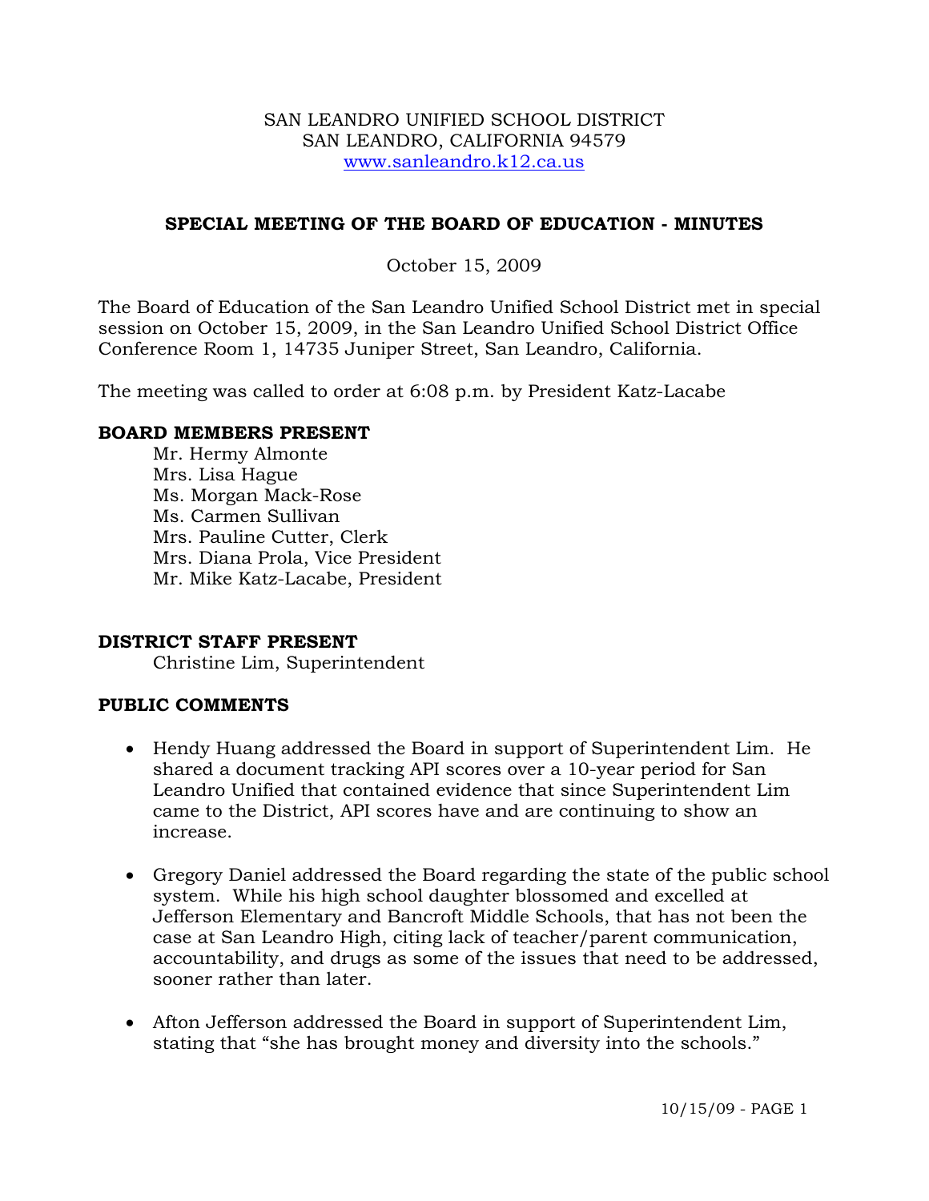SAN LEANDRO UNIFIED SCHOOL DISTRICT
SAN LEANDRO, CALIFORNIA 94579
www.sanleandro.k12.ca.us

## SPECIAL MEETING OF THE BOARD OF EDUCATION - MINUTES

October 15, 2009

The Board of Education of the San Leandro Unified School District met in special session on October 15, 2009, in the San Leandro Unified School District Office Conference Room 1, 14735 Juniper Street, San Leandro, California.

The meeting was called to order at 6:08 p.m. by President Katz-Lacabe

### BOARD MEMBERS PRESENT

Mr. Hermy Almonte
Mrs. Lisa Hague
Ms. Morgan Mack-Rose
Ms. Carmen Sullivan
Mrs. Pauline Cutter, Clerk
Mrs. Diana Prola, Vice President
Mr. Mike Katz-Lacabe, President

### DISTRICT STAFF PRESENT

Christine Lim, Superintendent

### PUBLIC COMMENTS

- Hendy Huang addressed the Board in support of Superintendent Lim. He shared a document tracking API scores over a 10-year period for San Leandro Unified that contained evidence that since Superintendent Lim came to the District, API scores have and are continuing to show an increase.

- Gregory Daniel addressed the Board regarding the state of the public school system. While his high school daughter blossomed and excelled at Jefferson Elementary and Bancroft Middle Schools, that has not been the case at San Leandro High, citing lack of teacher/parent communication, accountability, and drugs as some of the issues that need to be addressed, sooner rather than later.

- Afton Jefferson addressed the Board in support of Superintendent Lim, stating that "she has brought money and diversity into the schools."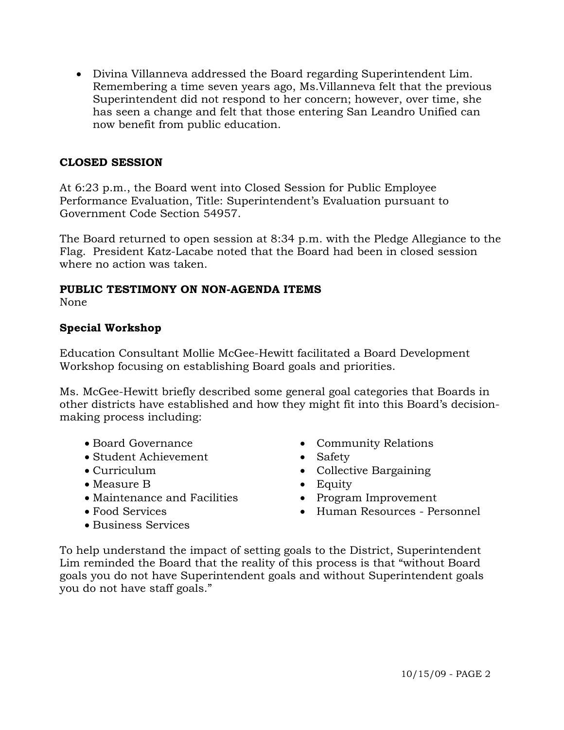- Divina Villanneva addressed the Board regarding Superintendent Lim. Remembering a time seven years ago, Ms.Villanneva felt that the previous Superintendent did not respond to her concern; however, over time, she has seen a change and felt that those entering San Leandro Unified can now benefit from public education.

**CLOSED SESSION**

At 6:23 p.m., the Board went into Closed Session for Public Employee Performance Evaluation, Title: Superintendent's Evaluation pursuant to Government Code Section 54957.

The Board returned to open session at 8:34 p.m. with the Pledge Allegiance to the Flag. President Katz-Lacabe noted that the Board had been in closed session where no action was taken.

**PUBLIC TESTIMONY ON NON-AGENDA ITEMS**
None

**Special Workshop**

Education Consultant Mollie McGee-Hewitt facilitated a Board Development Workshop focusing on establishing Board goals and priorities.

Ms. McGee-Hewitt briefly described some general goal categories that Boards in other districts have established and how they might fit into this Board's decision-making process including:

- Board Governance
- Student Achievement
- Curriculum
- Measure B
- Maintenance and Facilities
- Food Services
- Business Services
- Community Relations
- Safety
- Collective Bargaining
- Equity
- Program Improvement
- Human Resources - Personnel

To help understand the impact of setting goals to the District, Superintendent Lim reminded the Board that the reality of this process is that "without Board goals you do not have Superintendent goals and without Superintendent goals you do not have staff goals."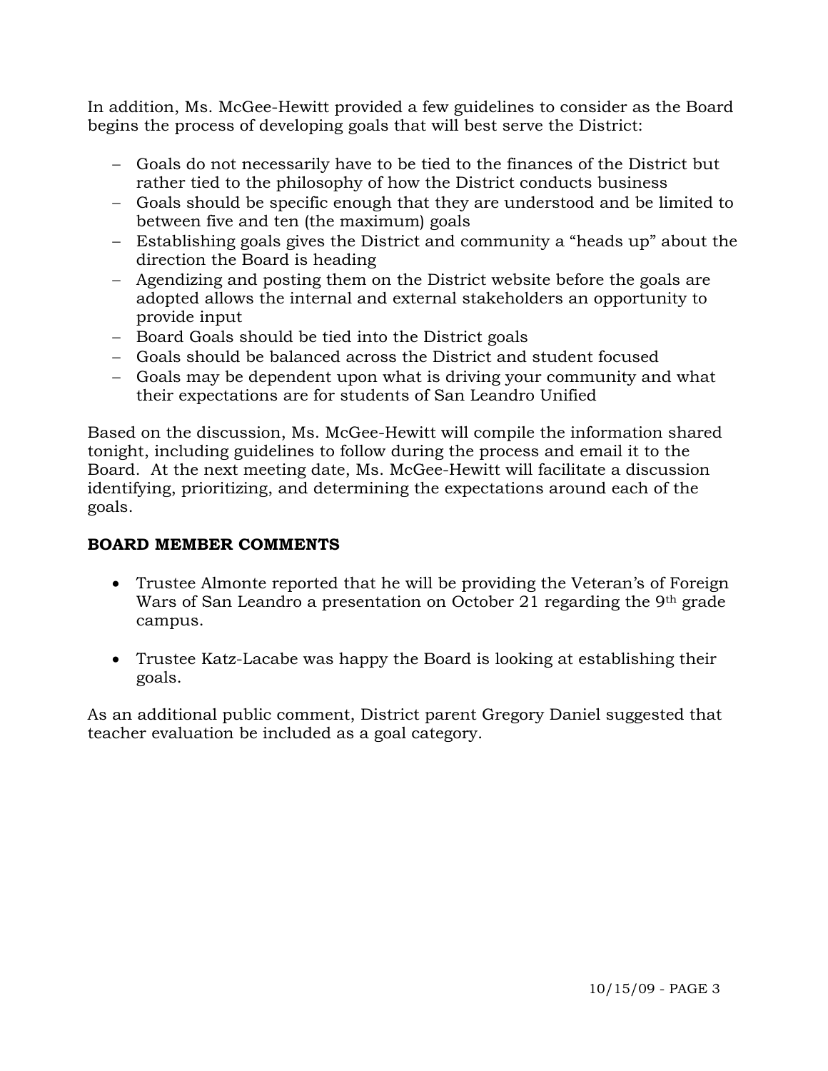In addition, Ms. McGee-Hewitt provided a few guidelines to consider as the Board begins the process of developing goals that will best serve the District:

- Goals do not necessarily have to be tied to the finances of the District but rather tied to the philosophy of how the District conducts business
- Goals should be specific enough that they are understood and be limited to between five and ten (the maximum) goals
- Establishing goals gives the District and community a "heads up" about the direction the Board is heading
- Agendizing and posting them on the District website before the goals are adopted allows the internal and external stakeholders an opportunity to provide input
- Board Goals should be tied into the District goals
- Goals should be balanced across the District and student focused
- Goals may be dependent upon what is driving your community and what their expectations are for students of San Leandro Unified

Based on the discussion, Ms. McGee-Hewitt will compile the information shared tonight, including guidelines to follow during the process and email it to the Board. At the next meeting date, Ms. McGee-Hewitt will facilitate a discussion identifying, prioritizing, and determining the expectations around each of the goals.

**BOARD MEMBER COMMENTS**

- Trustee Almonte reported that he will be providing the Veteran's of Foreign Wars of San Leandro a presentation on October 21 regarding the 9th grade campus.

- Trustee Katz-Lacabe was happy the Board is looking at establishing their goals.

As an additional public comment, District parent Gregory Daniel suggested that teacher evaluation be included as a goal category.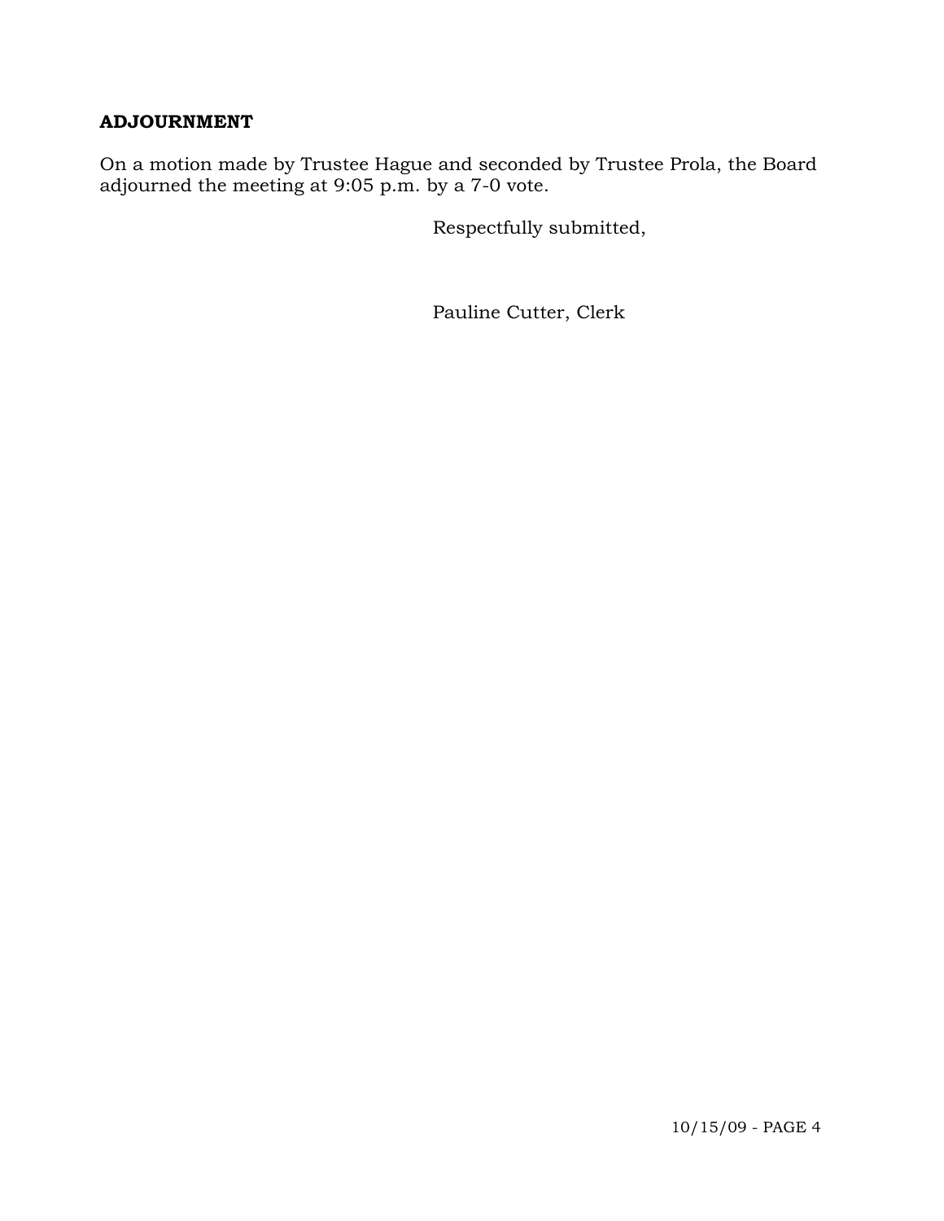**ADJOURNMENT**

On a motion made by Trustee Hague and seconded by Trustee Prola, the Board adjourned the meeting at 9:05 p.m. by a 7-0 vote.

Respectfully submitted,

Pauline Cutter, Clerk